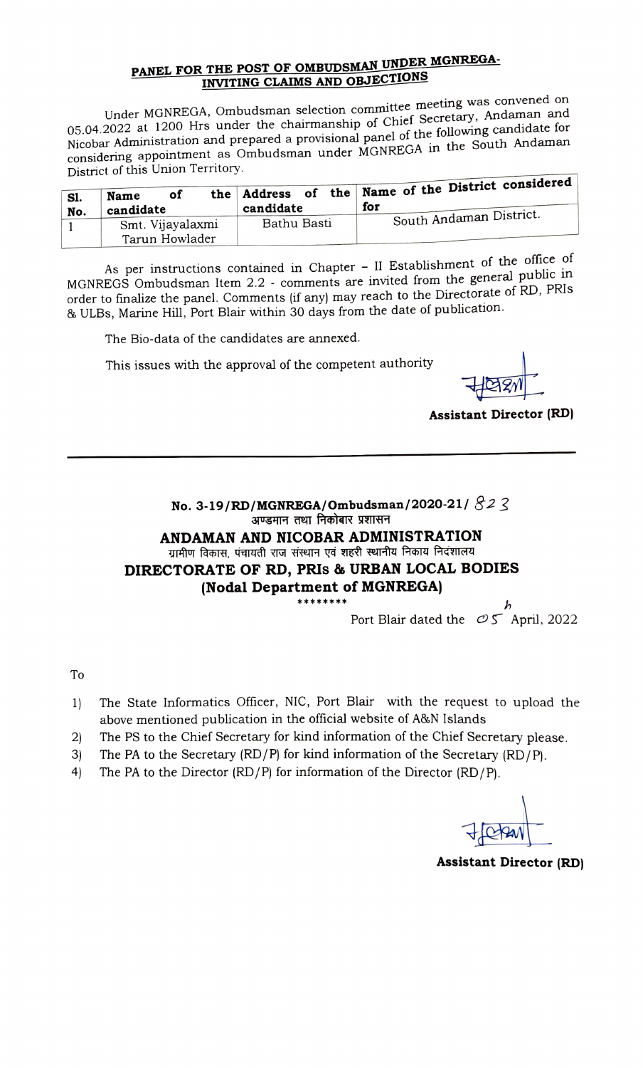## PANEL FOR THE POST OF OMBUDSMAN UNDER MGNREGA-INVITING CLAIMS AND OBJECTIONS

Under MGNREGA, Ombudsman selection committee meeting was convened on 05.04.2022 at 1200 Hrs under the chairmanship of Chief Secretary, Andaman and Nicobar Administration and prepared a provisional panel of the following candidate for considering appointment as Ombudsman under MGNREGA in the South Andaman District of this Union Territory.

| Sl. No. | Name of the candidate | Address of the candidate | Name of the District considered for |
|---|---|---|---|
| 1 | Smt. Vijayalaxmi Tarun Howlader | Bathu Basti | South Andaman District. |

As per instructions contained in Chapter – II Establishment of the office of MGNREGS Ombudsman Item 2.2 - comments are invited from the general public in order to finalize the panel. Comments (if any) may reach to the Directorate of RD, PRIs & ULBs, Marine Hill, Port Blair within 30 days from the date of publication.

The Bio-data of the candidates are annexed.

This issues with the approval of the competent authority

**Assistant Director (RD)**

---

**No. 3-19/RD/MGNREGA/Ombudsman/2020-21/ 823**

**अण्डमान तथा निकोबार प्रशासन**

**ANDAMAN AND NICOBAR ADMINISTRATION**

**ग्रामीण विकास, पंचायती राज संस्थान एवं शहरी स्थानीय निकाय निदेशालय**

**DIRECTORATE OF RD, PRIs & URBAN LOCAL BODIES**

**(Nodal Department of MGNREGA)**

\*\*\*\*\*\*\*\*

Port Blair dated the 05th April, 2022

To

1) The State Informatics Officer, NIC, Port Blair with the request to upload the above mentioned publication in the official website of A&N Islands
2) The PS to the Chief Secretary for kind information of the Chief Secretary please.
3) The PA to the Secretary (RD/P) for kind information of the Secretary (RD/P).
4) The PA to the Director (RD/P) for information of the Director (RD/P).

**Assistant Director (RD)**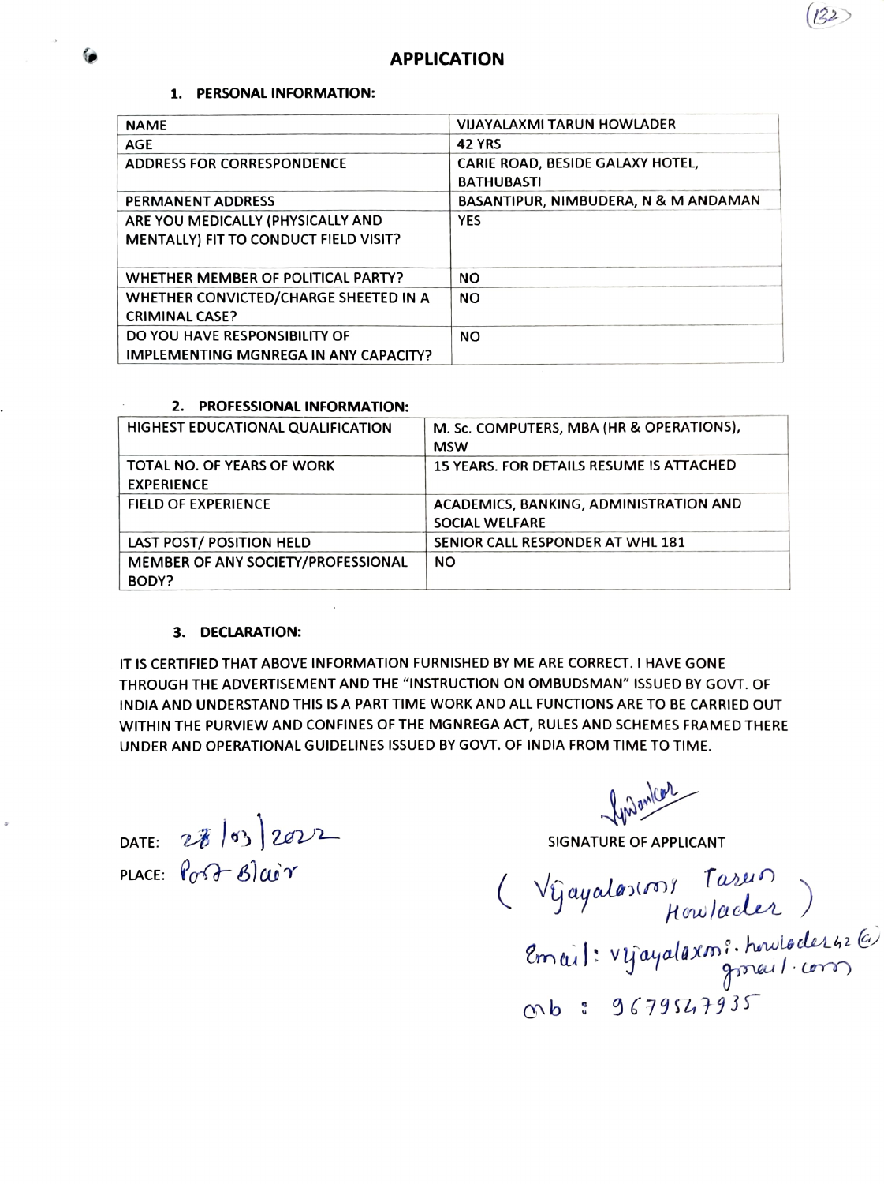# APPLICATION

## 1. PERSONAL INFORMATION:

| | |
|---|---|
| NAME | VIJAYALAXMI TARUN HOWLADER |
| AGE | 42 YRS |
| ADDRESS FOR CORRESPONDENCE | CARIE ROAD, BESIDE GALAXY HOTEL, BATHUBASTI |
| PERMANENT ADDRESS | BASANTIPUR, NIMBUDERA, N & M ANDAMAN |
| ARE YOU MEDICALLY (PHYSICALLY AND MENTALLY) FIT TO CONDUCT FIELD VISIT? | YES |
| WHETHER MEMBER OF POLITICAL PARTY? | NO |
| WHETHER CONVICTED/CHARGE SHEETED IN A CRIMINAL CASE? | NO |
| DO YOU HAVE RESPONSIBILITY OF IMPLEMENTING MGNREGA IN ANY CAPACITY? | NO |

## 2. PROFESSIONAL INFORMATION:

| | |
|---|---|
| HIGHEST EDUCATIONAL QUALIFICATION | M. Sc. COMPUTERS, MBA (HR & OPERATIONS), MSW |
| TOTAL NO. OF YEARS OF WORK EXPERIENCE | 15 YEARS. FOR DETAILS RESUME IS ATTACHED |
| FIELD OF EXPERIENCE | ACADEMICS, BANKING, ADMINISTRATION AND SOCIAL WELFARE |
| LAST POST/ POSITION HELD | SENIOR CALL RESPONDER AT WHL 181 |
| MEMBER OF ANY SOCIETY/PROFESSIONAL BODY? | NO |

## 3. DECLARATION:

IT IS CERTIFIED THAT ABOVE INFORMATION FURNISHED BY ME ARE CORRECT. I HAVE GONE THROUGH THE ADVERTISEMENT AND THE "INSTRUCTION ON OMBUDSMAN" ISSUED BY GOVT. OF INDIA AND UNDERSTAND THIS IS A PART TIME WORK AND ALL FUNCTIONS ARE TO BE CARRIED OUT WITHIN THE PURVIEW AND CONFINES OF THE MGNREGA ACT, RULES AND SCHEMES FRAMED THERE UNDER AND OPERATIONAL GUIDELINES ISSUED BY GOVT. OF INDIA FROM TIME TO TIME.

DATE: 28/03/2022

PLACE: Port Blair

SIGNATURE OF APPLICANT

( Vijayalaxmi Tarun Howlader )

Email: vijayalaxmi.howlader42@gmail.com

mb : 9679547935